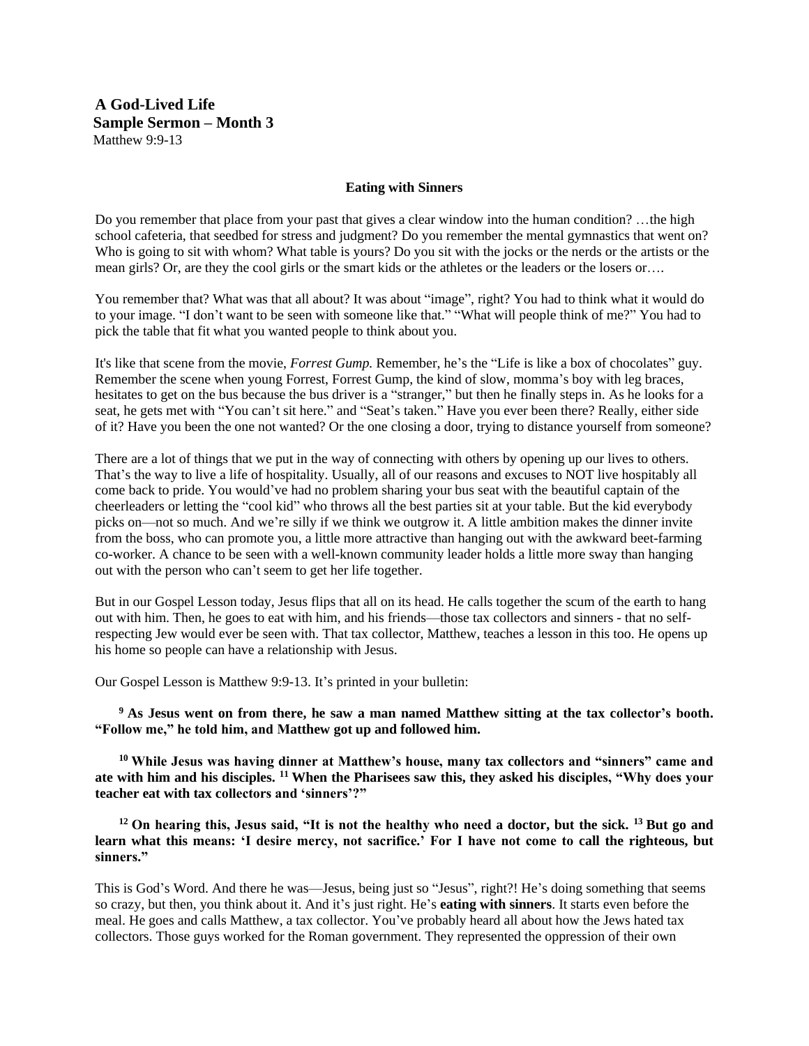**A God-Lived Life**
**Sample Sermon – Month 3**
Matthew 9:9-13

### Eating with Sinners

Do you remember that place from your past that gives a clear window into the human condition? …the high school cafeteria, that seedbed for stress and judgment? Do you remember the mental gymnastics that went on? Who is going to sit with whom? What table is yours? Do you sit with the jocks or the nerds or the artists or the mean girls? Or, are they the cool girls or the smart kids or the athletes or the leaders or the losers or….

You remember that? What was that all about? It was about "image", right? You had to think what it would do to your image. "I don't want to be seen with someone like that." "What will people think of me?" You had to pick the table that fit what you wanted people to think about you.

It's like that scene from the movie, *Forrest Gump.* Remember, he's the "Life is like a box of chocolates" guy. Remember the scene when young Forrest, Forrest Gump, the kind of slow, momma's boy with leg braces, hesitates to get on the bus because the bus driver is a "stranger," but then he finally steps in. As he looks for a seat, he gets met with "You can't sit here." and "Seat's taken." Have you ever been there? Really, either side of it? Have you been the one not wanted? Or the one closing a door, trying to distance yourself from someone?

There are a lot of things that we put in the way of connecting with others by opening up our lives to others. That's the way to live a life of hospitality. Usually, all of our reasons and excuses to NOT live hospitably all come back to pride. You would've had no problem sharing your bus seat with the beautiful captain of the cheerleaders or letting the "cool kid" who throws all the best parties sit at your table. But the kid everybody picks on—not so much. And we're silly if we think we outgrow it. A little ambition makes the dinner invite from the boss, who can promote you, a little more attractive than hanging out with the awkward beet-farming co-worker. A chance to be seen with a well-known community leader holds a little more sway than hanging out with the person who can't seem to get her life together.

But in our Gospel Lesson today, Jesus flips that all on its head. He calls together the scum of the earth to hang out with him. Then, he goes to eat with him, and his friends—those tax collectors and sinners - that no self-respecting Jew would ever be seen with. That tax collector, Matthew, teaches a lesson in this too. He opens up his home so people can have a relationship with Jesus.

Our Gospel Lesson is Matthew 9:9-13. It's printed in your bulletin:

**9 As Jesus went on from there, he saw a man named Matthew sitting at the tax collector's booth. "Follow me," he told him, and Matthew got up and followed him.**

**10 While Jesus was having dinner at Matthew's house, many tax collectors and "sinners" came and ate with him and his disciples. 11 When the Pharisees saw this, they asked his disciples, "Why does your teacher eat with tax collectors and 'sinners'?"**

**12 On hearing this, Jesus said, "It is not the healthy who need a doctor, but the sick. 13 But go and learn what this means: 'I desire mercy, not sacrifice.' For I have not come to call the righteous, but sinners."**

This is God's Word. And there he was—Jesus, being just so "Jesus", right?! He's doing something that seems so crazy, but then, you think about it. And it's just right. He's **eating with sinners**. It starts even before the meal. He goes and calls Matthew, a tax collector. You've probably heard all about how the Jews hated tax collectors. Those guys worked for the Roman government. They represented the oppression of their own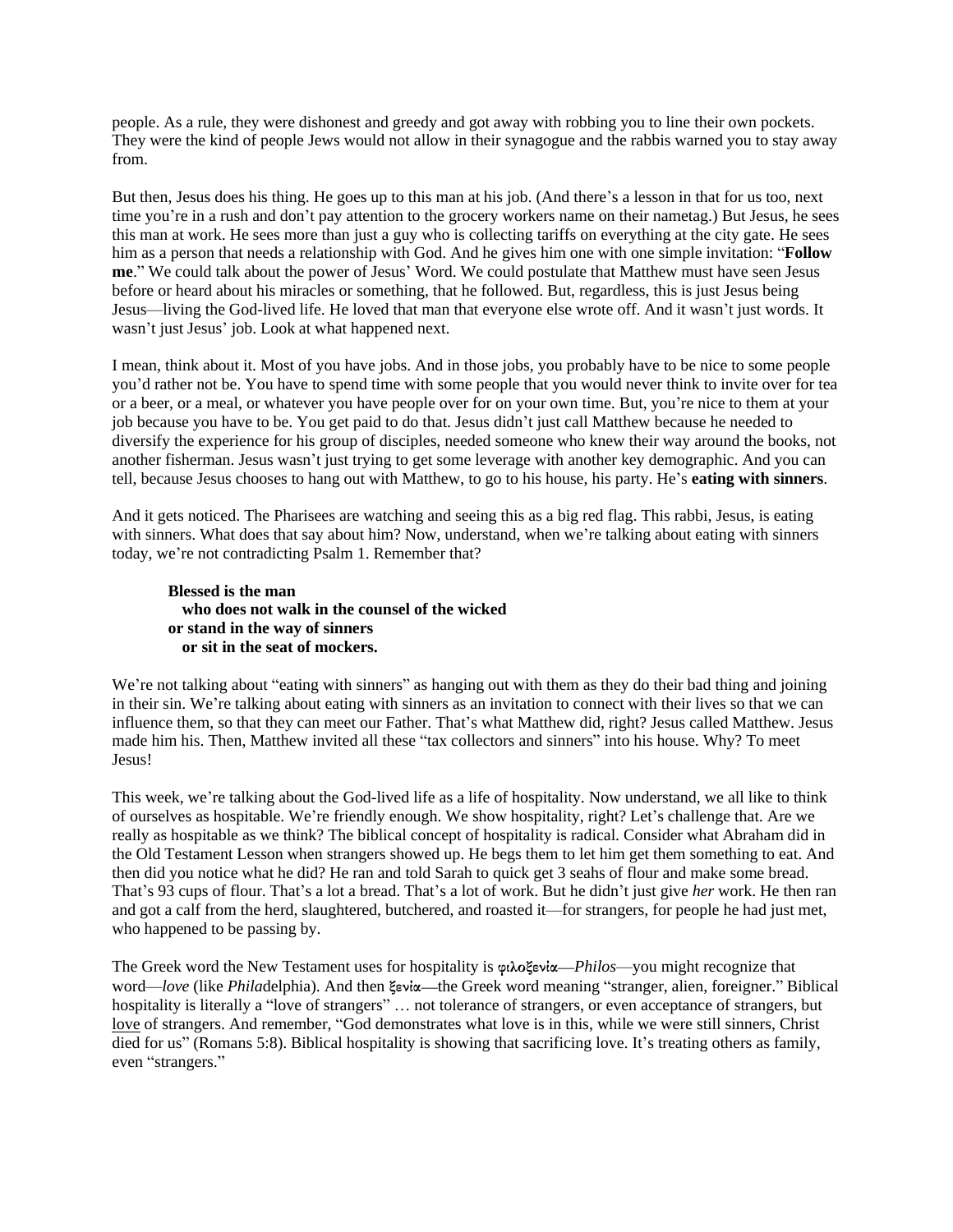people. As a rule, they were dishonest and greedy and got away with robbing you to line their own pockets. They were the kind of people Jews would not allow in their synagogue and the rabbis warned you to stay away from.

But then, Jesus does his thing. He goes up to this man at his job. (And there's a lesson in that for us too, next time you're in a rush and don't pay attention to the grocery workers name on their nametag.) But Jesus, he sees this man at work. He sees more than just a guy who is collecting tariffs on everything at the city gate. He sees him as a person that needs a relationship with God. And he gives him one with one simple invitation: "**Follow me**." We could talk about the power of Jesus' Word. We could postulate that Matthew must have seen Jesus before or heard about his miracles or something, that he followed. But, regardless, this is just Jesus being Jesus—living the God-lived life. He loved that man that everyone else wrote off. And it wasn't just words. It wasn't just Jesus' job. Look at what happened next.

I mean, think about it. Most of you have jobs. And in those jobs, you probably have to be nice to some people you'd rather not be. You have to spend time with some people that you would never think to invite over for tea or a beer, or a meal, or whatever you have people over for on your own time. But, you're nice to them at your job because you have to be. You get paid to do that. Jesus didn't just call Matthew because he needed to diversify the experience for his group of disciples, needed someone who knew their way around the books, not another fisherman. Jesus wasn't just trying to get some leverage with another key demographic. And you can tell, because Jesus chooses to hang out with Matthew, to go to his house, his party. He's **eating with sinners**.

And it gets noticed. The Pharisees are watching and seeing this as a big red flag. This rabbi, Jesus, is eating with sinners. What does that say about him? Now, understand, when we're talking about eating with sinners today, we're not contradicting Psalm 1. Remember that?

> **Blessed is the man**
> **who does not walk in the counsel of the wicked**
> **or stand in the way of sinners**
> **or sit in the seat of mockers.**

We're not talking about "eating with sinners" as hanging out with them as they do their bad thing and joining in their sin. We're talking about eating with sinners as an invitation to connect with their lives so that we can influence them, so that they can meet our Father. That's what Matthew did, right? Jesus called Matthew. Jesus made him his. Then, Matthew invited all these "tax collectors and sinners" into his house. Why? To meet Jesus!

This week, we're talking about the God-lived life as a life of hospitality. Now understand, we all like to think of ourselves as hospitable. We're friendly enough. We show hospitality, right? Let's challenge that. Are we really as hospitable as we think? The biblical concept of hospitality is radical. Consider what Abraham did in the Old Testament Lesson when strangers showed up. He begs them to let him get them something to eat. And then did you notice what he did? He ran and told Sarah to quick get 3 seahs of flour and make some bread. That's 93 cups of flour. That's a lot a bread. That's a lot of work. But he didn't just give *her* work. He then ran and got a calf from the herd, slaughtered, butchered, and roasted it—for strangers, for people he had just met, who happened to be passing by.

The Greek word the New Testament uses for hospitality is φιλοξενία—*Philos*—you might recognize that word—*love* (like *Phila*delphia). And then ξενία—the Greek word meaning "stranger, alien, foreigner." Biblical hospitality is literally a "love of strangers" … not tolerance of strangers, or even acceptance of strangers, but <u>love</u> of strangers. And remember, "God demonstrates what love is in this, while we were still sinners, Christ died for us" (Romans 5:8). Biblical hospitality is showing that sacrificing love. It's treating others as family, even "strangers."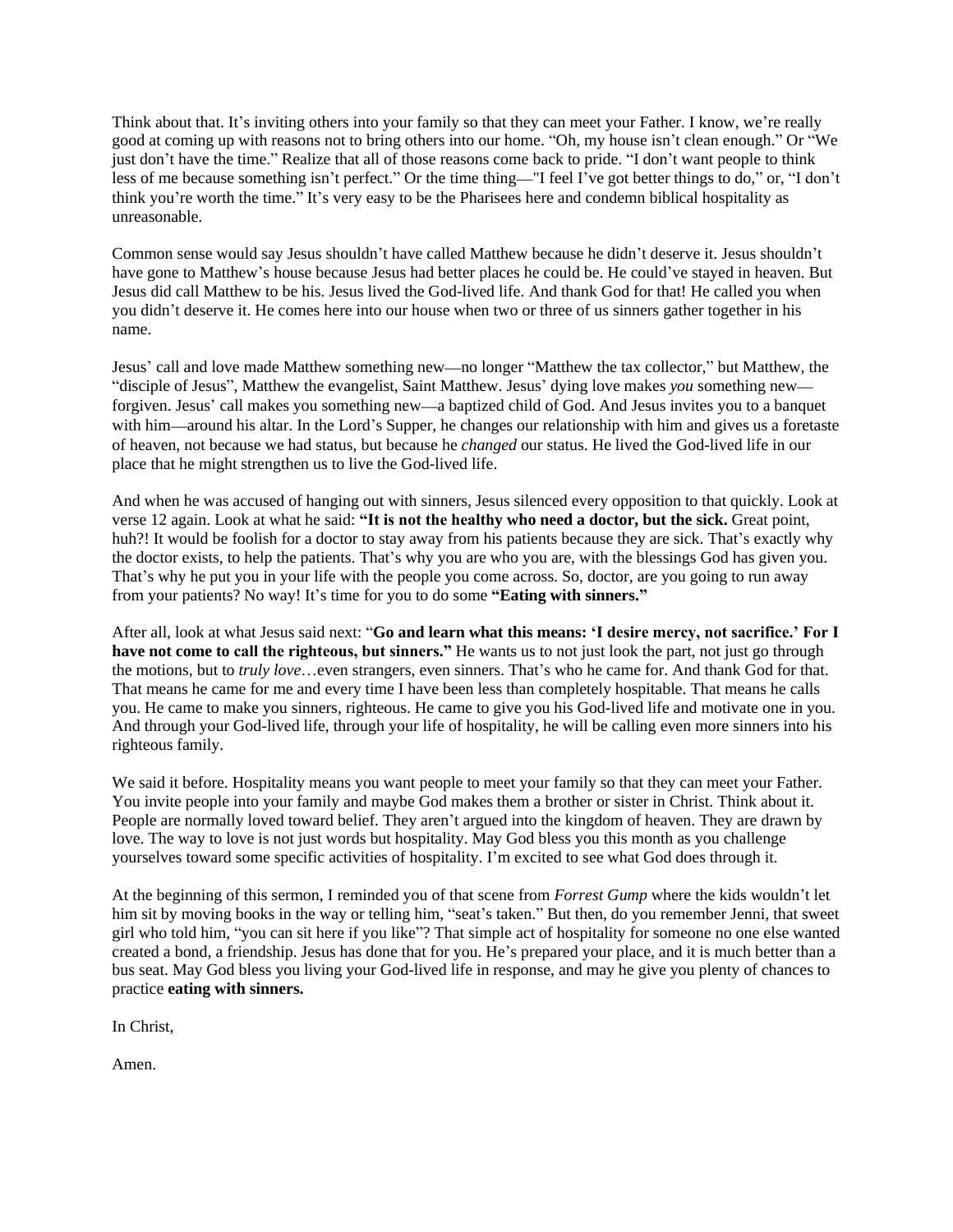Think about that. It's inviting others into your family so that they can meet your Father. I know, we're really good at coming up with reasons not to bring others into our home. "Oh, my house isn't clean enough." Or "We just don't have the time." Realize that all of those reasons come back to pride. "I don't want people to think less of me because something isn't perfect." Or the time thing—"I feel I've got better things to do," or, "I don't think you're worth the time." It's very easy to be the Pharisees here and condemn biblical hospitality as unreasonable.

Common sense would say Jesus shouldn't have called Matthew because he didn't deserve it. Jesus shouldn't have gone to Matthew's house because Jesus had better places he could be. He could've stayed in heaven. But Jesus did call Matthew to be his. Jesus lived the God-lived life. And thank God for that! He called you when you didn't deserve it. He comes here into our house when two or three of us sinners gather together in his name.

Jesus' call and love made Matthew something new—no longer "Matthew the tax collector," but Matthew, the "disciple of Jesus", Matthew the evangelist, Saint Matthew. Jesus' dying love makes *you* something new—forgiven. Jesus' call makes you something new—a baptized child of God. And Jesus invites you to a banquet with him—around his altar. In the Lord's Supper, he changes our relationship with him and gives us a foretaste of heaven, not because we had status, but because he *changed* our status. He lived the God-lived life in our place that he might strengthen us to live the God-lived life.

And when he was accused of hanging out with sinners, Jesus silenced every opposition to that quickly. Look at verse 12 again. Look at what he said: **"It is not the healthy who need a doctor, but the sick.** Great point, huh?! It would be foolish for a doctor to stay away from his patients because they are sick. That's exactly why the doctor exists, to help the patients. That's why you are who you are, with the blessings God has given you. That's why he put you in your life with the people you come across. So, doctor, are you going to run away from your patients? No way! It's time for you to do some **"Eating with sinners."**

After all, look at what Jesus said next: "**Go and learn what this means: 'I desire mercy, not sacrifice.' For I have not come to call the righteous, but sinners."** He wants us to not just look the part, not just go through the motions, but to *truly love*…even strangers, even sinners. That's who he came for. And thank God for that. That means he came for me and every time I have been less than completely hospitable. That means he calls you. He came to make you sinners, righteous. He came to give you his God-lived life and motivate one in you. And through your God-lived life, through your life of hospitality, he will be calling even more sinners into his righteous family.

We said it before. Hospitality means you want people to meet your family so that they can meet your Father. You invite people into your family and maybe God makes them a brother or sister in Christ. Think about it. People are normally loved toward belief. They aren't argued into the kingdom of heaven. They are drawn by love. The way to love is not just words but hospitality. May God bless you this month as you challenge yourselves toward some specific activities of hospitality. I'm excited to see what God does through it.

At the beginning of this sermon, I reminded you of that scene from *Forrest Gump* where the kids wouldn't let him sit by moving books in the way or telling him, "seat's taken." But then, do you remember Jenni, that sweet girl who told him, "you can sit here if you like"? That simple act of hospitality for someone no one else wanted created a bond, a friendship. Jesus has done that for you. He's prepared your place, and it is much better than a bus seat. May God bless you living your God-lived life in response, and may he give you plenty of chances to practice **eating with sinners.**

In Christ,

Amen.